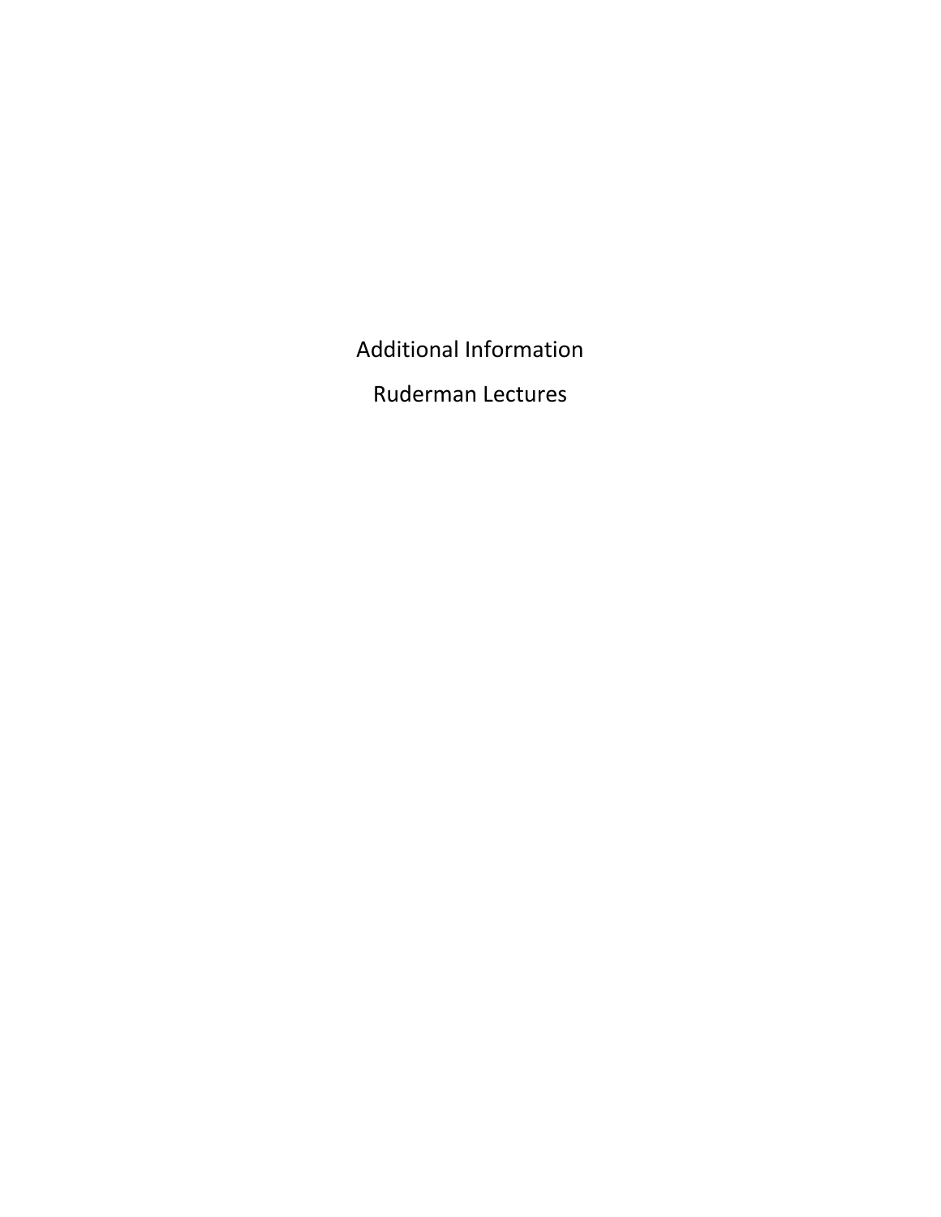# Additional Information

# Ruderman Lectures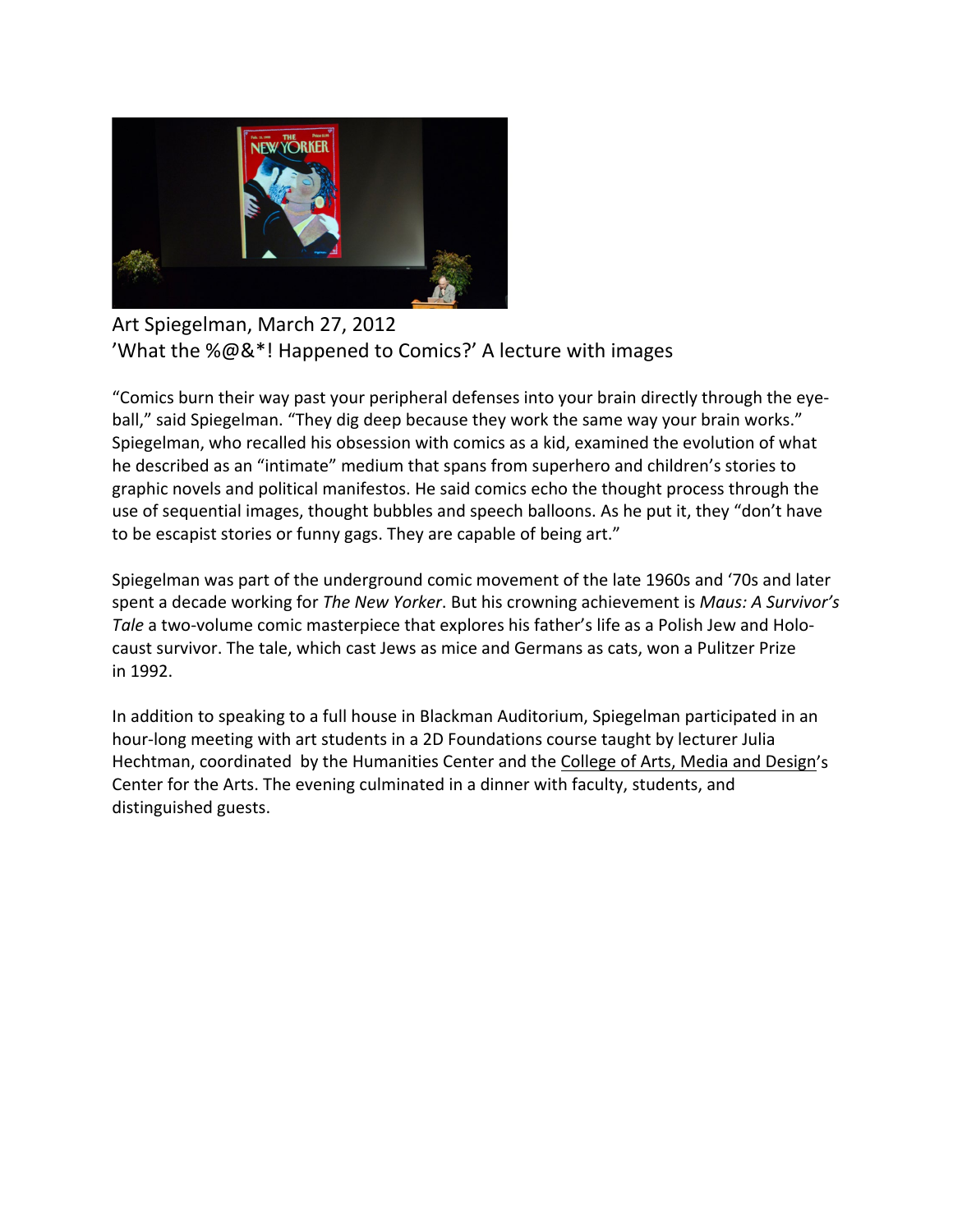Art Spiegelman, March 27, 2012
’What the %@&*! Happened to Comics?’ A lecture with images

“Comics burn their way past your peripheral defenses into your brain directly through the eyeball,” said Spiegelman. “They dig deep because they work the same way your brain works.” Spiegelman, who recalled his obsession with comics as a kid, examined the evolution of what he described as an “intimate” medium that spans from superhero and children’s stories to graphic novels and political manifestos. He said comics echo the thought process through the use of sequential images, thought bubbles and speech balloons. As he put it, they “don’t have to be escapist stories or funny gags. They are capable of being art.”

Spiegelman was part of the underground comic movement of the late 1960s and ‘70s and later spent a decade working for *The New Yorker*. But his crowning achievement is *Maus: A Survivor’s Tale* a two-volume comic masterpiece that explores his father’s life as a Polish Jew and Holocaust survivor. The tale, which cast Jews as mice and Germans as cats, won a Pulitzer Prize in 1992.

In addition to speaking to a full house in Blackman Auditorium, Spiegelman participated in an hour-long meeting with art students in a 2D Foundations course taught by lecturer Julia Hechtman, coordinated by the Humanities Center and the College of Arts, Media and Design’s Center for the Arts. The evening culminated in a dinner with faculty, students, and distinguished guests.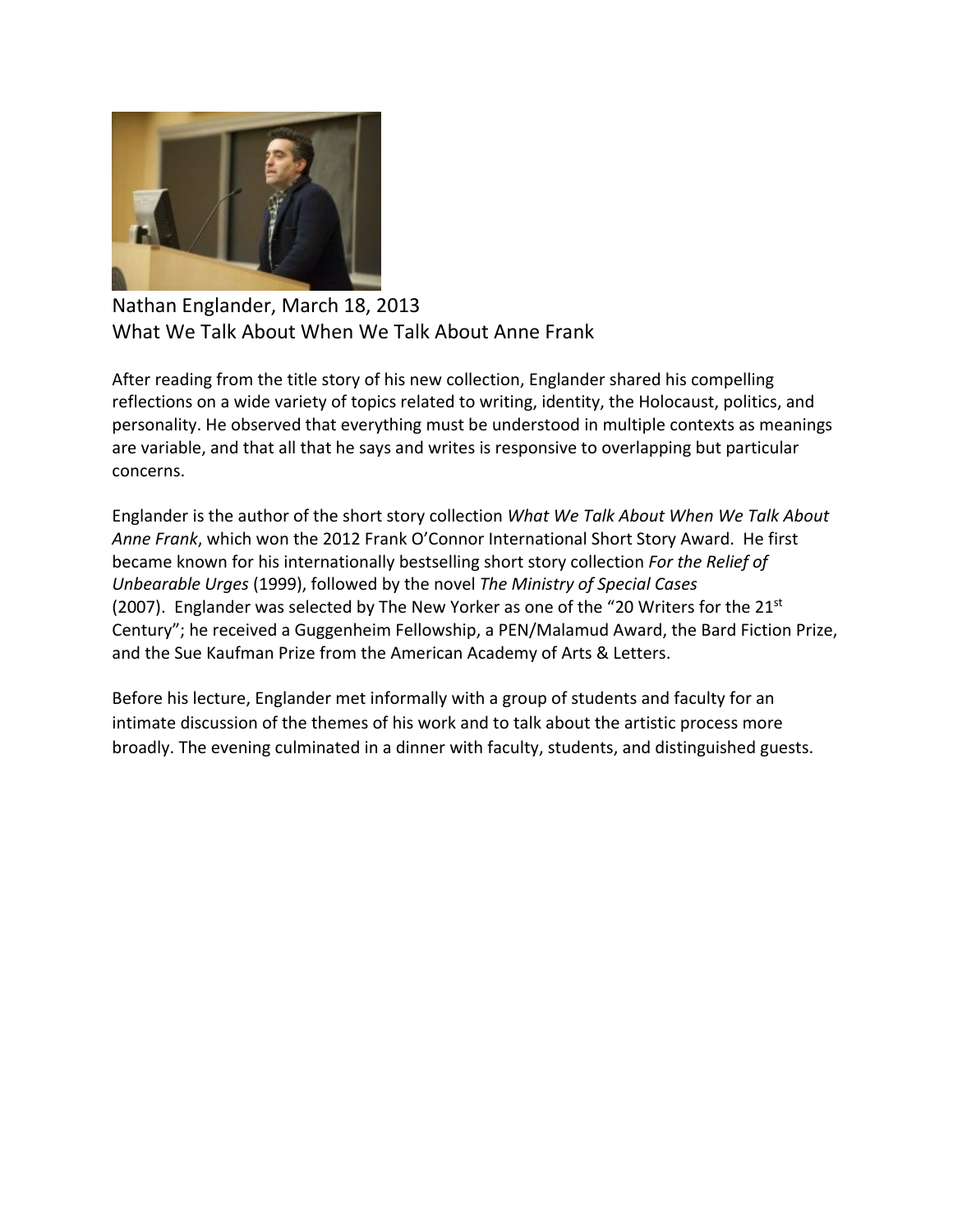Nathan Englander, March 18, 2013
What We Talk About When We Talk About Anne Frank

After reading from the title story of his new collection, Englander shared his compelling reflections on a wide variety of topics related to writing, identity, the Holocaust, politics, and personality. He observed that everything must be understood in multiple contexts as meanings are variable, and that all that he says and writes is responsive to overlapping but particular concerns.

Englander is the author of the short story collection *What We Talk About When We Talk About Anne Frank*, which won the 2012 Frank O'Connor International Short Story Award. He first became known for his internationally bestselling short story collection *For the Relief of Unbearable Urges* (1999), followed by the novel *The Ministry of Special Cases* (2007). Englander was selected by The New Yorker as one of the "20 Writers for the 21st Century"; he received a Guggenheim Fellowship, a PEN/Malamud Award, the Bard Fiction Prize, and the Sue Kaufman Prize from the American Academy of Arts & Letters.

Before his lecture, Englander met informally with a group of students and faculty for an intimate discussion of the themes of his work and to talk about the artistic process more broadly. The evening culminated in a dinner with faculty, students, and distinguished guests.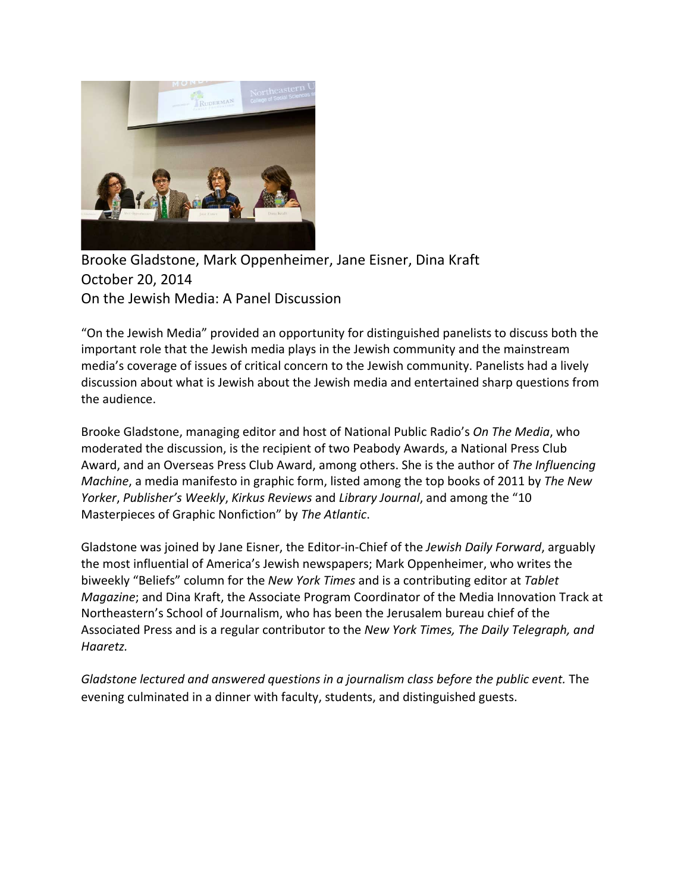Brooke Gladstone, Mark Oppenheimer, Jane Eisner, Dina Kraft
October 20, 2014
On the Jewish Media: A Panel Discussion

"On the Jewish Media" provided an opportunity for distinguished panelists to discuss both the important role that the Jewish media plays in the Jewish community and the mainstream media's coverage of issues of critical concern to the Jewish community. Panelists had a lively discussion about what is Jewish about the Jewish media and entertained sharp questions from the audience.

Brooke Gladstone, managing editor and host of National Public Radio's *On The Media*, who moderated the discussion, is the recipient of two Peabody Awards, a National Press Club Award, and an Overseas Press Club Award, among others. She is the author of *The Influencing Machine*, a media manifesto in graphic form, listed among the top books of 2011 by *The New Yorker*, *Publisher's Weekly*, *Kirkus Reviews* and *Library Journal*, and among the "10 Masterpieces of Graphic Nonfiction" by *The Atlantic*.

Gladstone was joined by Jane Eisner, the Editor-in-Chief of the *Jewish Daily Forward*, arguably the most influential of America's Jewish newspapers; Mark Oppenheimer, who writes the biweekly "Beliefs" column for the *New York Times* and is a contributing editor at *Tablet Magazine*; and Dina Kraft, the Associate Program Coordinator of the Media Innovation Track at Northeastern's School of Journalism, who has been the Jerusalem bureau chief of the Associated Press and is a regular contributor to the *New York Times, The Daily Telegraph, and Haaretz.*

*Gladstone lectured and answered questions in a journalism class before the public event.* The evening culminated in a dinner with faculty, students, and distinguished guests.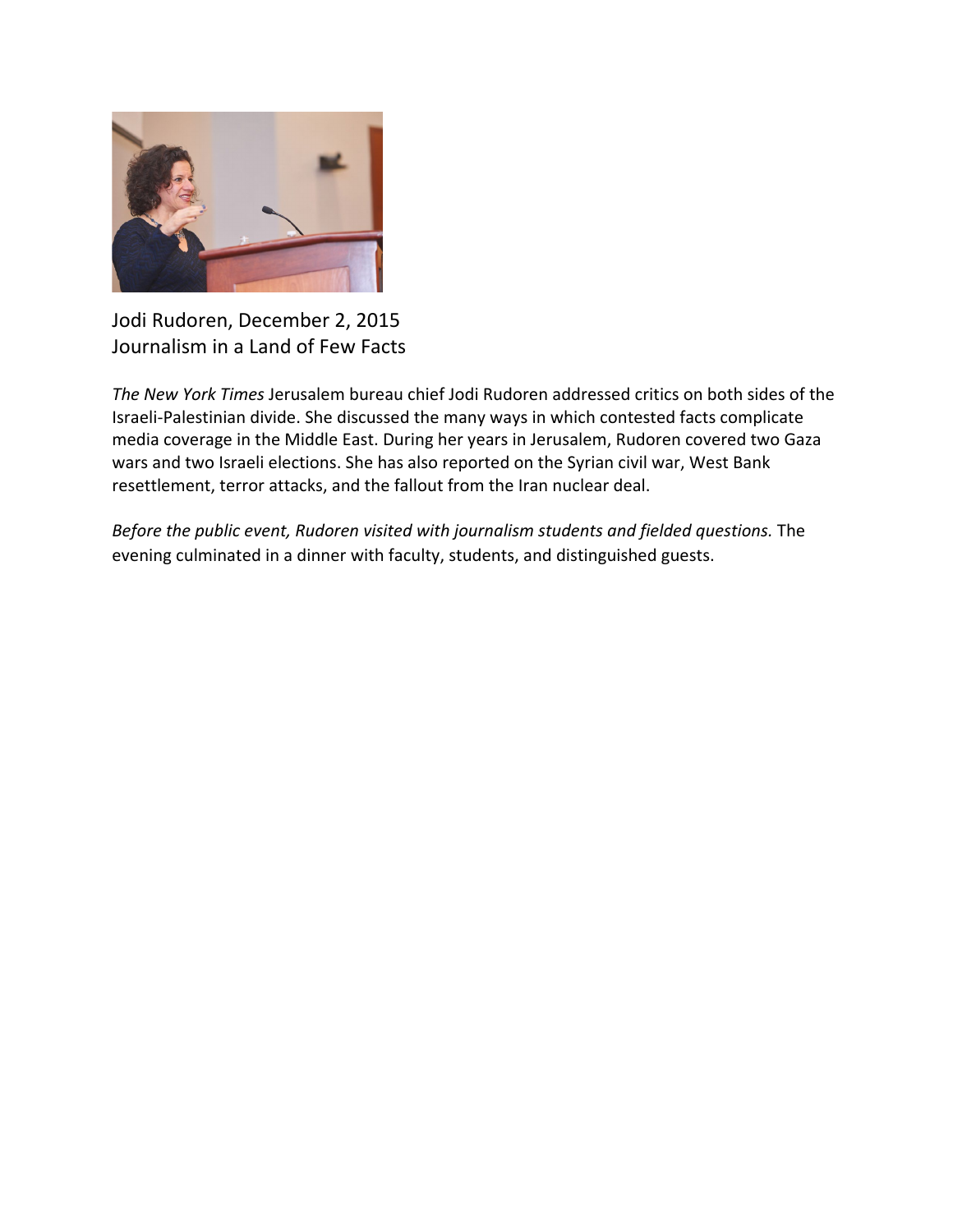Jodi Rudoren, December 2, 2015
Journalism in a Land of Few Facts

*The New York Times* Jerusalem bureau chief Jodi Rudoren addressed critics on both sides of the Israeli-Palestinian divide. She discussed the many ways in which contested facts complicate media coverage in the Middle East. During her years in Jerusalem, Rudoren covered two Gaza wars and two Israeli elections. She has also reported on the Syrian civil war, West Bank resettlement, terror attacks, and the fallout from the Iran nuclear deal.

*Before the public event, Rudoren visited with journalism students and fielded questions.* The evening culminated in a dinner with faculty, students, and distinguished guests.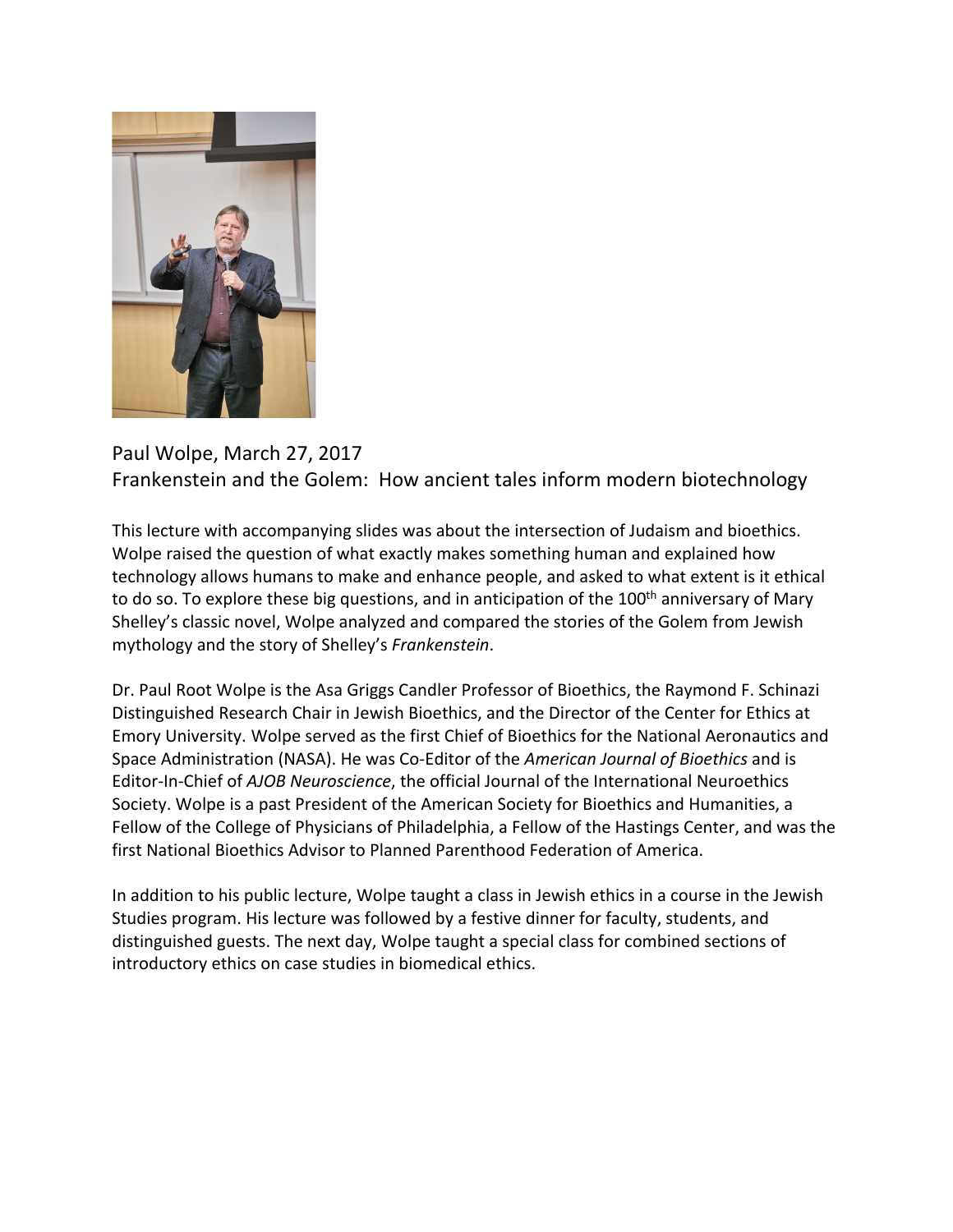Paul Wolpe, March 27, 2017
Frankenstein and the Golem: How ancient tales inform modern biotechnology

This lecture with accompanying slides was about the intersection of Judaism and bioethics. Wolpe raised the question of what exactly makes something human and explained how technology allows humans to make and enhance people, and asked to what extent is it ethical to do so. To explore these big questions, and in anticipation of the 100th anniversary of Mary Shelley's classic novel, Wolpe analyzed and compared the stories of the Golem from Jewish mythology and the story of Shelley's *Frankenstein*.

Dr. Paul Root Wolpe is the Asa Griggs Candler Professor of Bioethics, the Raymond F. Schinazi Distinguished Research Chair in Jewish Bioethics, and the Director of the Center for Ethics at Emory University. Wolpe served as the first Chief of Bioethics for the National Aeronautics and Space Administration (NASA). He was Co-Editor of the *American Journal of Bioethics* and is Editor-In-Chief of *AJOB Neuroscience*, the official Journal of the International Neuroethics Society. Wolpe is a past President of the American Society for Bioethics and Humanities, a Fellow of the College of Physicians of Philadelphia, a Fellow of the Hastings Center, and was the first National Bioethics Advisor to Planned Parenthood Federation of America.

In addition to his public lecture, Wolpe taught a class in Jewish ethics in a course in the Jewish Studies program. His lecture was followed by a festive dinner for faculty, students, and distinguished guests. The next day, Wolpe taught a special class for combined sections of introductory ethics on case studies in biomedical ethics.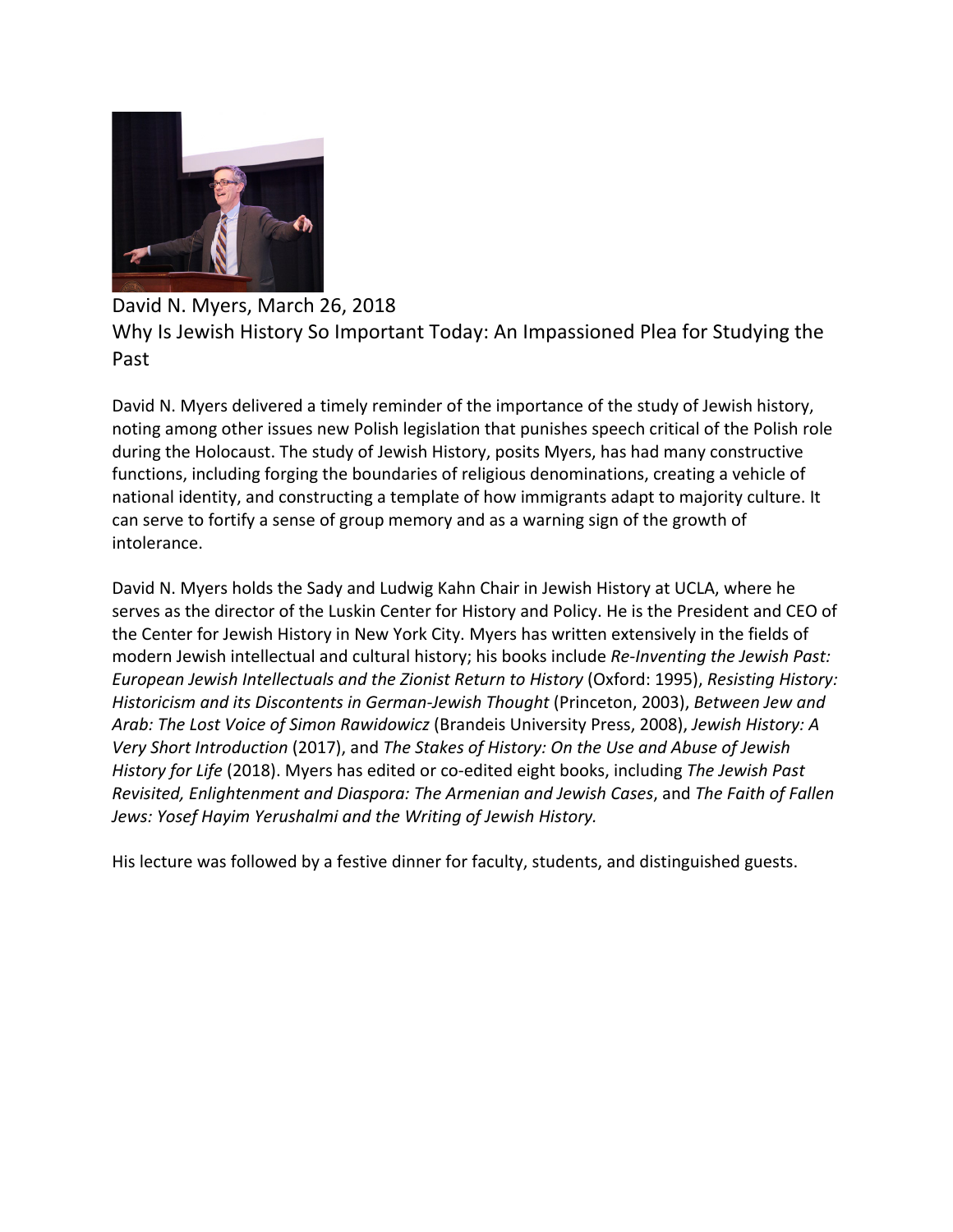David N. Myers, March 26, 2018

Why Is Jewish History So Important Today: An Impassioned Plea for Studying the Past

David N. Myers delivered a timely reminder of the importance of the study of Jewish history, noting among other issues new Polish legislation that punishes speech critical of the Polish role during the Holocaust. The study of Jewish History, posits Myers, has had many constructive functions, including forging the boundaries of religious denominations, creating a vehicle of national identity, and constructing a template of how immigrants adapt to majority culture. It can serve to fortify a sense of group memory and as a warning sign of the growth of intolerance.

David N. Myers holds the Sady and Ludwig Kahn Chair in Jewish History at UCLA, where he serves as the director of the Luskin Center for History and Policy. He is the President and CEO of the Center for Jewish History in New York City. Myers has written extensively in the fields of modern Jewish intellectual and cultural history; his books include *Re-Inventing the Jewish Past: European Jewish Intellectuals and the Zionist Return to History* (Oxford: 1995), *Resisting History: Historicism and its Discontents in German-Jewish Thought* (Princeton, 2003), *Between Jew and Arab: The Lost Voice of Simon Rawidowicz* (Brandeis University Press, 2008), *Jewish History: A Very Short Introduction* (2017), and *The Stakes of History: On the Use and Abuse of Jewish History for Life* (2018). Myers has edited or co-edited eight books, including *The Jewish Past Revisited, Enlightenment and Diaspora: The Armenian and Jewish Cases*, and *The Faith of Fallen Jews: Yosef Hayim Yerushalmi and the Writing of Jewish History.*

His lecture was followed by a festive dinner for faculty, students, and distinguished guests.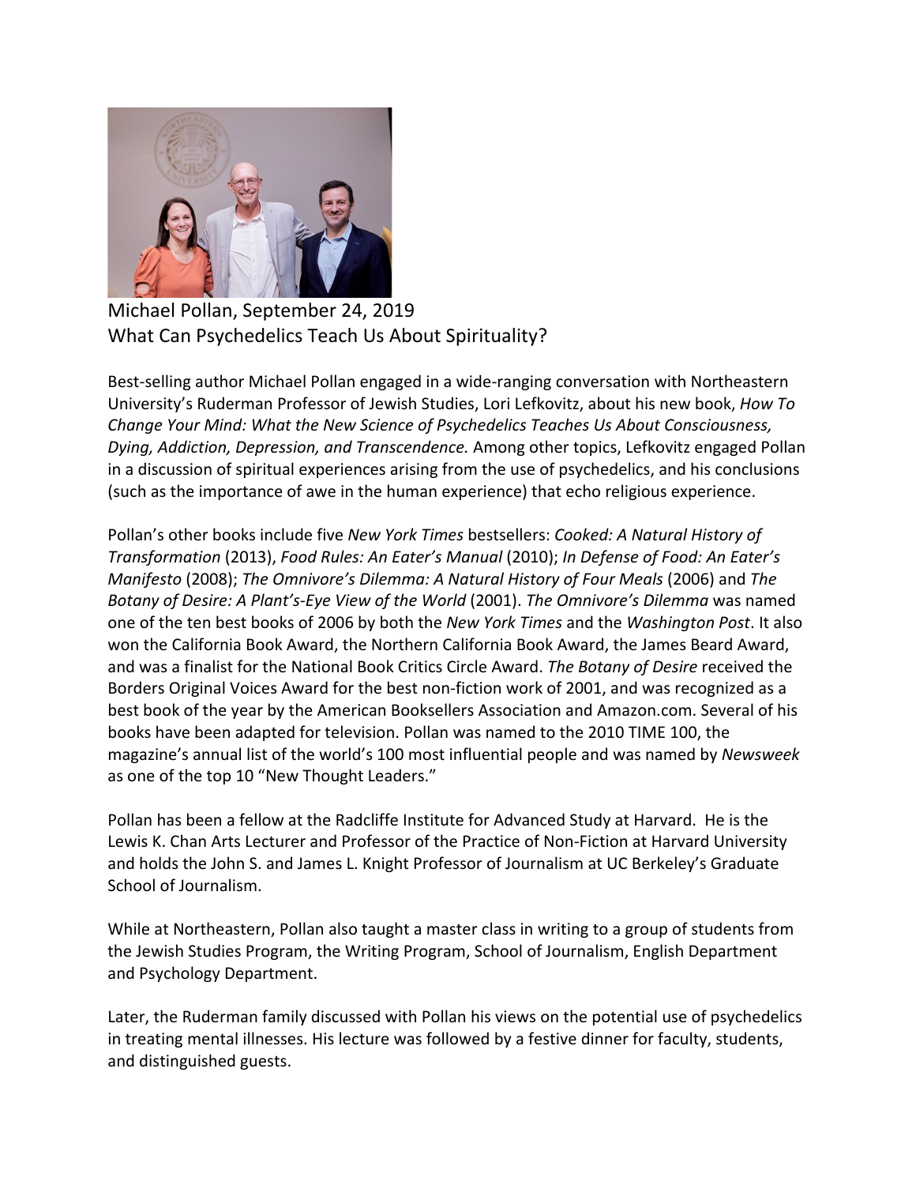Michael Pollan, September 24, 2019
What Can Psychedelics Teach Us About Spirituality?

Best-selling author Michael Pollan engaged in a wide-ranging conversation with Northeastern University's Ruderman Professor of Jewish Studies, Lori Lefkovitz, about his new book, *How To Change Your Mind: What the New Science of Psychedelics Teaches Us About Consciousness, Dying, Addiction, Depression, and Transcendence.* Among other topics, Lefkovitz engaged Pollan in a discussion of spiritual experiences arising from the use of psychedelics, and his conclusions (such as the importance of awe in the human experience) that echo religious experience.

Pollan's other books include five *New York Times* bestsellers: *Cooked: A Natural History of Transformation* (2013), *Food Rules: An Eater's Manual* (2010); *In Defense of Food: An Eater's Manifesto* (2008); *The Omnivore's Dilemma: A Natural History of Four Meals* (2006) and *The Botany of Desire: A Plant's-Eye View of the World* (2001). *The Omnivore's Dilemma* was named one of the ten best books of 2006 by both the *New York Times* and the *Washington Post*. It also won the California Book Award, the Northern California Book Award, the James Beard Award, and was a finalist for the National Book Critics Circle Award. *The Botany of Desire* received the Borders Original Voices Award for the best non-fiction work of 2001, and was recognized as a best book of the year by the American Booksellers Association and Amazon.com. Several of his books have been adapted for television. Pollan was named to the 2010 TIME 100, the magazine's annual list of the world's 100 most influential people and was named by *Newsweek* as one of the top 10 "New Thought Leaders."

Pollan has been a fellow at the Radcliffe Institute for Advanced Study at Harvard. He is the Lewis K. Chan Arts Lecturer and Professor of the Practice of Non-Fiction at Harvard University and holds the John S. and James L. Knight Professor of Journalism at UC Berkeley's Graduate School of Journalism.

While at Northeastern, Pollan also taught a master class in writing to a group of students from the Jewish Studies Program, the Writing Program, School of Journalism, English Department and Psychology Department.

Later, the Ruderman family discussed with Pollan his views on the potential use of psychedelics in treating mental illnesses. His lecture was followed by a festive dinner for faculty, students, and distinguished guests.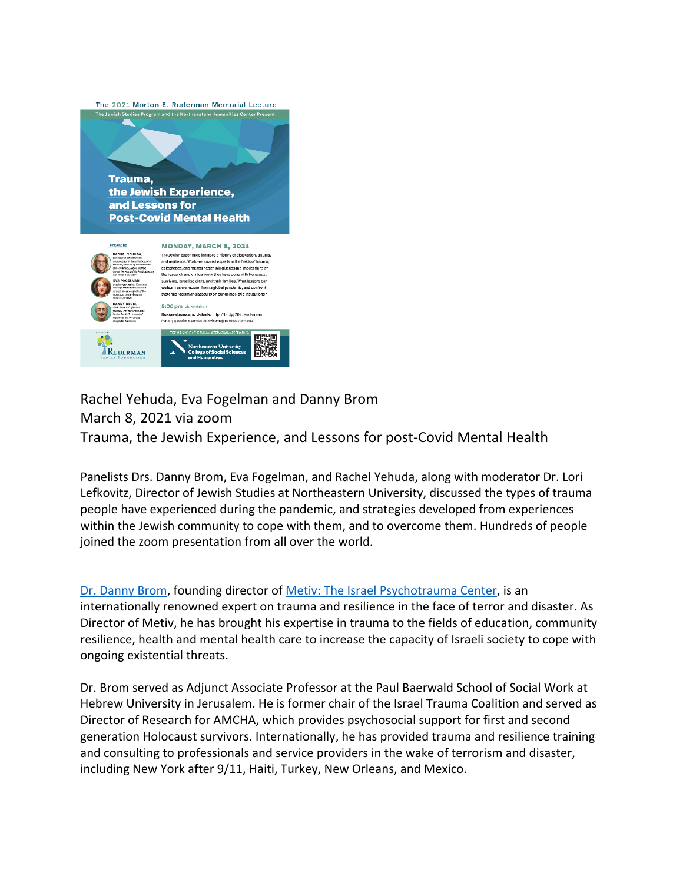The 2021 Morton E. Ruderman Memorial Lecture

The Jewish Studies Program and the Northeastern Humanities Center Present:

**Trauma, the Jewish Experience, and Lessons for Post-Covid Mental Health**

SPEAKERS

RACHEL YEHUDA

EVA FOGELMAN

DANNY BROM

MONDAY, MARCH 8, 2021

The Jewish experience includes a history of dislocation, trauma, and resilience. World-renowned experts in the fields of trauma, epigenetics, and mental health will discuss the implications of the research and clinical work they have done with Holocaust survivors, Israeli soldiers, and their families. What lessons can we learn as we recover from a global pandemic, and confront systemic racism and assaults on our democratic institutions?

5:00 pm via webinar

Reservations and details: http://bit.ly/2021Ruderman

For any questions contact d.levison@northeastern.edu

Ruderman Family Foundation

FREE AND OPEN TO THE PUBLIC. RESERVATIONS ARE REQUIRED.

Northeastern University College of Social Sciences and Humanities

Rachel Yehuda, Eva Fogelman and Danny Brom
March 8, 2021 via zoom
Trauma, the Jewish Experience, and Lessons for post-Covid Mental Health

Panelists Drs. Danny Brom, Eva Fogelman, and Rachel Yehuda, along with moderator Dr. Lori Lefkovitz, Director of Jewish Studies at Northeastern University, discussed the types of trauma people have experienced during the pandemic, and strategies developed from experiences within the Jewish community to cope with them, and to overcome them. Hundreds of people joined the zoom presentation from all over the world.

Dr. Danny Brom, founding director of Metiv: The Israel Psychotrauma Center, is an internationally renowned expert on trauma and resilience in the face of terror and disaster. As Director of Metiv, he has brought his expertise in trauma to the fields of education, community resilience, health and mental health care to increase the capacity of Israeli society to cope with ongoing existential threats.

Dr. Brom served as Adjunct Associate Professor at the Paul Baerwald School of Social Work at Hebrew University in Jerusalem. He is former chair of the Israel Trauma Coalition and served as Director of Research for AMCHA, which provides psychosocial support for first and second generation Holocaust survivors. Internationally, he has provided trauma and resilience training and consulting to professionals and service providers in the wake of terrorism and disaster, including New York after 9/11, Haiti, Turkey, New Orleans, and Mexico.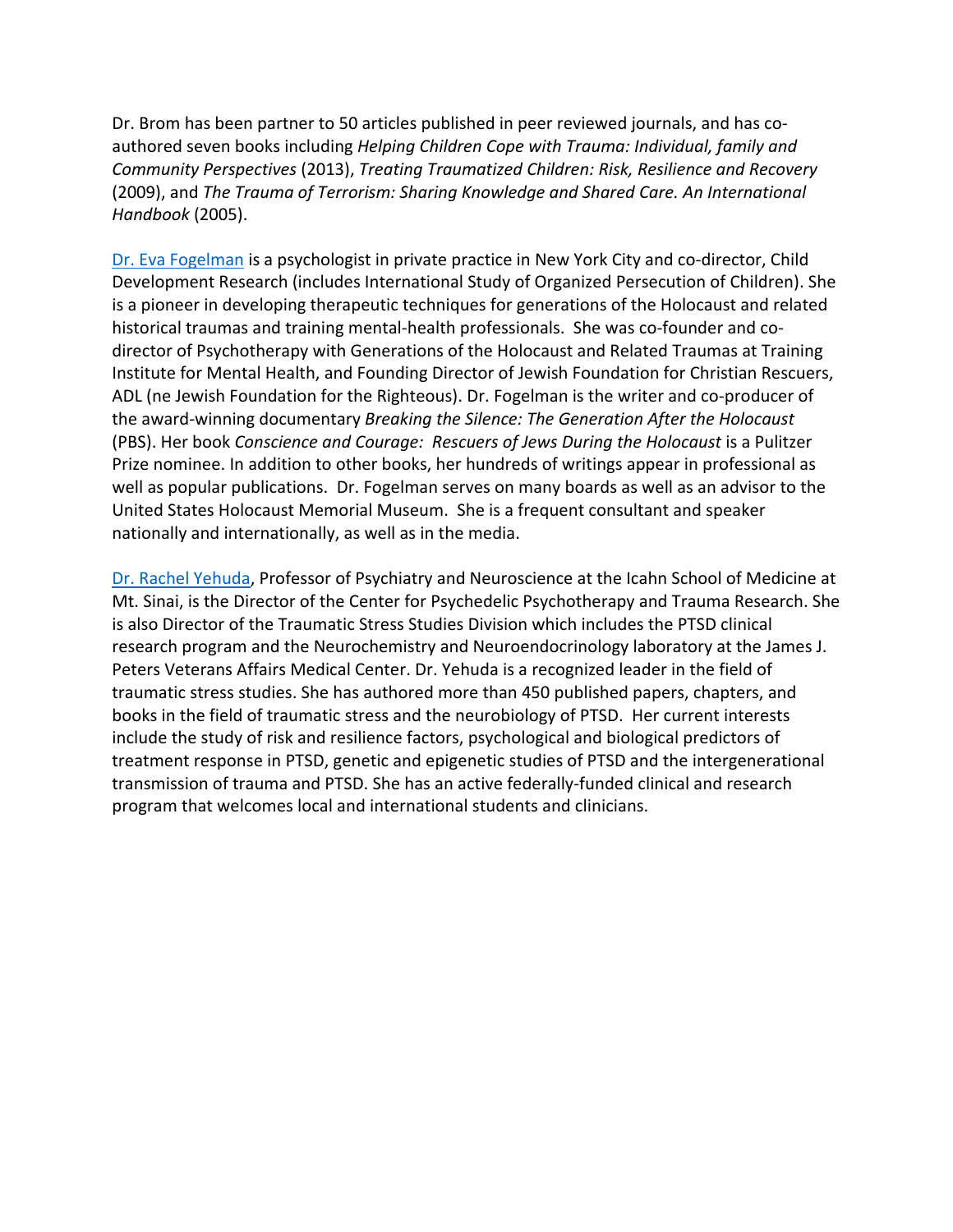Dr. Brom has been partner to 50 articles published in peer reviewed journals, and has co-authored seven books including *Helping Children Cope with Trauma: Individual, family and Community Perspectives* (2013), *Treating Traumatized Children: Risk, Resilience and Recovery* (2009), and *The Trauma of Terrorism: Sharing Knowledge and Shared Care. An International Handbook* (2005).

Dr. Eva Fogelman is a psychologist in private practice in New York City and co-director, Child Development Research (includes International Study of Organized Persecution of Children). She is a pioneer in developing therapeutic techniques for generations of the Holocaust and related historical traumas and training mental-health professionals. She was co-founder and co-director of Psychotherapy with Generations of the Holocaust and Related Traumas at Training Institute for Mental Health, and Founding Director of Jewish Foundation for Christian Rescuers, ADL (ne Jewish Foundation for the Righteous). Dr. Fogelman is the writer and co-producer of the award-winning documentary *Breaking the Silence: The Generation After the Holocaust* (PBS). Her book *Conscience and Courage: Rescuers of Jews During the Holocaust* is a Pulitzer Prize nominee. In addition to other books, her hundreds of writings appear in professional as well as popular publications. Dr. Fogelman serves on many boards as well as an advisor to the United States Holocaust Memorial Museum. She is a frequent consultant and speaker nationally and internationally, as well as in the media.

Dr. Rachel Yehuda, Professor of Psychiatry and Neuroscience at the Icahn School of Medicine at Mt. Sinai, is the Director of the Center for Psychedelic Psychotherapy and Trauma Research. She is also Director of the Traumatic Stress Studies Division which includes the PTSD clinical research program and the Neurochemistry and Neuroendocrinology laboratory at the James J. Peters Veterans Affairs Medical Center. Dr. Yehuda is a recognized leader in the field of traumatic stress studies. She has authored more than 450 published papers, chapters, and books in the field of traumatic stress and the neurobiology of PTSD. Her current interests include the study of risk and resilience factors, psychological and biological predictors of treatment response in PTSD, genetic and epigenetic studies of PTSD and the intergenerational transmission of trauma and PTSD. She has an active federally-funded clinical and research program that welcomes local and international students and clinicians.